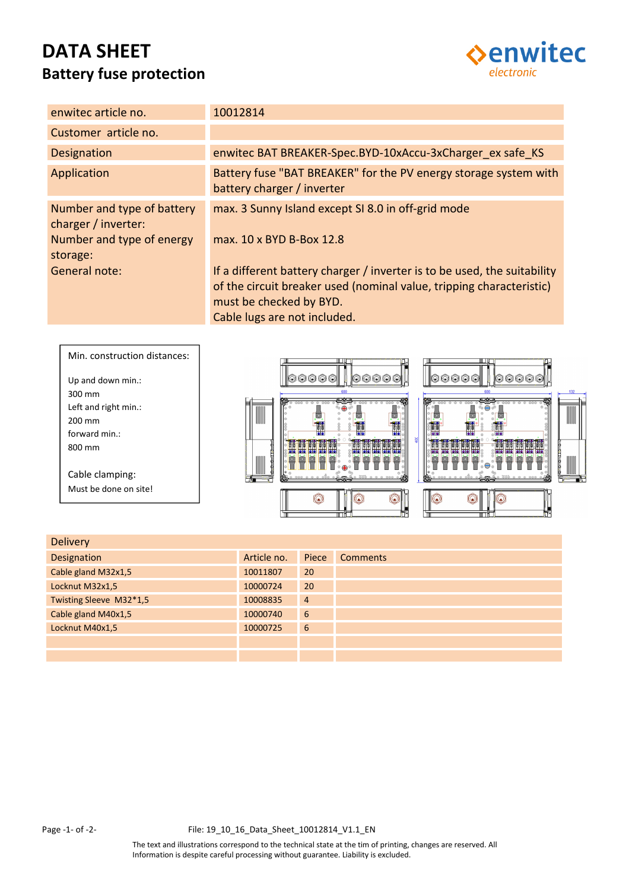# DATA SHEET

## Battery fuse protection

| | |
|---|---|
| enwitec article no. | 10012814 |
| Customer article no. | |
| Designation | enwitec BAT BREAKER-Spec.BYD-10xAccu-3xCharger_ex safe_KS |
| Application | Battery fuse "BAT BREAKER" for the PV energy storage system with battery charger / inverter |
| Number and type of battery charger / inverter: | max. 3 Sunny Island except SI 8.0 in off-grid mode |
| Number and type of energy storage: | max. 10 x BYD B-Box 12.8 |
| General note: | If a different battery charger / inverter is to be used, the suitability of the circuit breaker used (nominal value, tripping characteristic) must be checked by BYD.<br>Cable lugs are not included. |

Min. construction distances:

Up and down min.:
300 mm
Left and right min.:
200 mm
forward min.:
800 mm

Cable clamping:
Must be done on site!

| Delivery | | | |
|---|---|---|---|
| Designation | Article no. | Piece | Comments |
| Cable gland M32x1,5 | 10011807 | 20 | |
| Locknut M32x1,5 | 10000724 | 20 | |
| Twisting Sleeve M32*1,5 | 10008835 | 4 | |
| Cable gland M40x1,5 | 10000740 | 6 | |
| Locknut M40x1,5 | 10000725 | 6 | |
| | | | |
| | | | |

File: 19_10_16_Data_Sheet_10012814_V1.1_EN

The text and illustrations correspond to the technical state at the tim of printing, changes are reserved. All Information is despite careful processing without guarantee. Liability is excluded.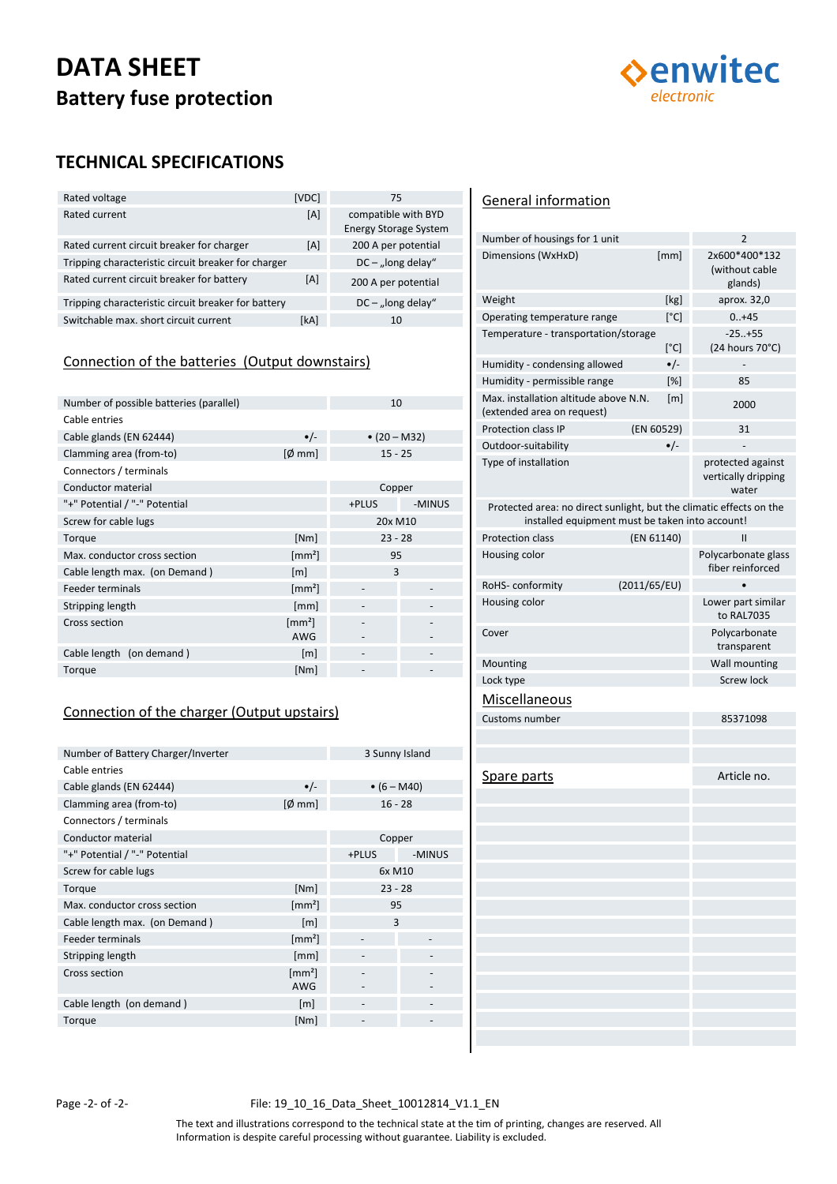# DATA SHEET

## Battery fuse protection

## TECHNICAL SPECIFICATIONS

| | | | |
|---|---|---|---|
| Rated voltage | [VDC] | 75 | |
| Rated current | [A] | compatible with BYD Energy Storage System | |
| Rated current circuit breaker for charger | [A] | 200 A per potential | |
| Tripping characteristic circuit breaker for charger | | DC – „long delay“ | |
| Rated current circuit breaker for battery | [A] | 200 A per potential | |
| Tripping characteristic circuit breaker for battery | | DC – „long delay“ | |
| Switchable max. short circuit current | [kA] | 10 | |

### Connection of the batteries (Output downstairs)

| | | | |
|---|---|---|---|
| Number of possible batteries (parallel) | | 10 | |
| Cable entries | | | |
| Cable glands (EN 62444) | •/- | • (20 – M32) | |
| Clamming area (from-to) | [Ø mm] | 15 - 25 | |
| Connectors / terminals | | | |
| Conductor material | | Copper | |
| "+" Potential / "-" Potential | | +PLUS | -MINUS |
| Screw for cable lugs | | 20x M10 | |
| Torque | [Nm] | 23 - 28 | |
| Max. conductor cross section | [mm²] | 95 | |
| Cable length max. (on Demand ) | [m] | 3 | |
| Feeder terminals | [mm²] | - | - |
| Stripping length | [mm] | - | - |
| Cross section | [mm²] AWG | - - | - - |
| Cable length (on demand ) | [m] | - | - |
| Torque | [Nm] | - | - |

### Connection of the charger (Output upstairs)

| | | | |
|---|---|---|---|
| Number of Battery Charger/Inverter | | 3 Sunny Island | |
| Cable entries | | | |
| Cable glands (EN 62444) | •/- | • (6 – M40) | |
| Clamming area (from-to) | [Ø mm] | 16 - 28 | |
| Connectors / terminals | | | |
| Conductor material | | Copper | |
| "+" Potential / "-" Potential | | +PLUS | -MINUS |
| Screw for cable lugs | | 6x M10 | |
| Torque | [Nm] | 23 - 28 | |
| Max. conductor cross section | [mm²] | 95 | |
| Cable length max. (on Demand ) | [m] | 3 | |
| Feeder terminals | [mm²] | - | - |
| Stripping length | [mm] | - | - |
| Cross section | [mm²] AWG | - - | - - |
| Cable length (on demand ) | [m] | - | - |
| Torque | [Nm] | - | - |

### General information

| | | |
|---|---|---|
| Number of housings for 1 unit | | 2 |
| Dimensions (WxHxD) | [mm] | 2x600*400*132 (without cable glands) |
| Weight | [kg] | aprox. 32,0 |
| Operating temperature range | [°C] | 0..+45 |
| Temperature - transportation/storage | [°C] | -25..+55 (24 hours 70°C) |
| Humidity - condensing allowed | •/- | - |
| Humidity - permissible range | [%] | 85 |
| Max. installation altitude above N.N. (extended area on request) | [m] | 2000 |
| Protection class IP | (EN 60529) | 31 |
| Outdoor-suitability | •/- | - |
| Type of installation | | protected against vertically dripping water |
| Protected area: no direct sunlight, but the climatic effects on the installed equipment must be taken into account! | | |
| Protection class | (EN 61140) | II |
| Housing color | | Polycarbonate glass fiber reinforced |
| RoHS- conformity | (2011/65/EU) | • |
| Housing color | | Lower part similar to RAL7035 |
| Cover | | Polycarbonate transparent |
| Mounting | | Wall mounting |
| Lock type | | Screw lock |

### Miscellaneous

| | |
|---|---|
| Customs number | 85371098 |

### Spare parts

| Spare parts | Article no. |
|---|---|

File: 19_10_16_Data_Sheet_10012814_V1.1_EN

The text and illustrations correspond to the technical state at the tim of printing, changes are reserved. All Information is despite careful processing without guarantee. Liability is excluded.